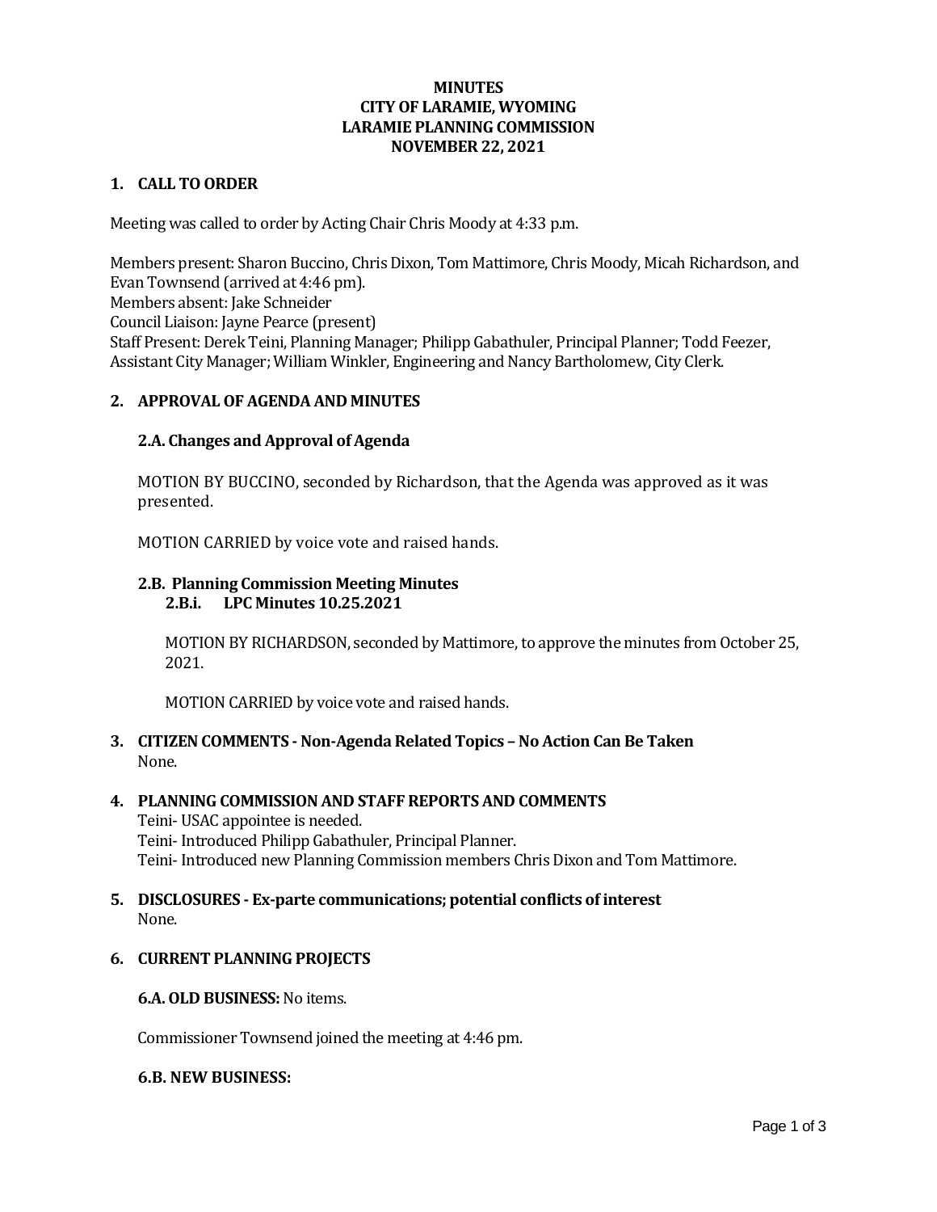# MINUTES
# CITY OF LARAMIE, WYOMING
# LARAMIE PLANNING COMMISSION
# NOVEMBER 22, 2021

## 1. CALL TO ORDER

Meeting was called to order by Acting Chair Chris Moody at 4:33 p.m.

Members present: Sharon Buccino, Chris Dixon, Tom Mattimore, Chris Moody, Micah Richardson, and Evan Townsend (arrived at 4:46 pm).
Members absent: Jake Schneider
Council Liaison: Jayne Pearce (present)
Staff Present: Derek Teini, Planning Manager; Philipp Gabathuler, Principal Planner; Todd Feezer, Assistant City Manager; William Winkler, Engineering and Nancy Bartholomew, City Clerk.

## 2. APPROVAL OF AGENDA AND MINUTES

### 2.A. Changes and Approval of Agenda

MOTION BY BUCCINO, seconded by Richardson, that the Agenda was approved as it was presented.

MOTION CARRIED by voice vote and raised hands.

### 2.B. Planning Commission Meeting Minutes

#### 2.B.i. LPC Minutes 10.25.2021

MOTION BY RICHARDSON, seconded by Mattimore, to approve the minutes from October 25, 2021.

MOTION CARRIED by voice vote and raised hands.

## 3. CITIZEN COMMENTS - Non-Agenda Related Topics – No Action Can Be Taken

None.

## 4. PLANNING COMMISSION AND STAFF REPORTS AND COMMENTS

Teini- USAC appointee is needed.
Teini- Introduced Philipp Gabathuler, Principal Planner.
Teini- Introduced new Planning Commission members Chris Dixon and Tom Mattimore.

## 5. DISCLOSURES - Ex-parte communications; potential conflicts of interest

None.

## 6. CURRENT PLANNING PROJECTS

**6.A. OLD BUSINESS:** No items.

Commissioner Townsend joined the meeting at 4:46 pm.

**6.B. NEW BUSINESS:**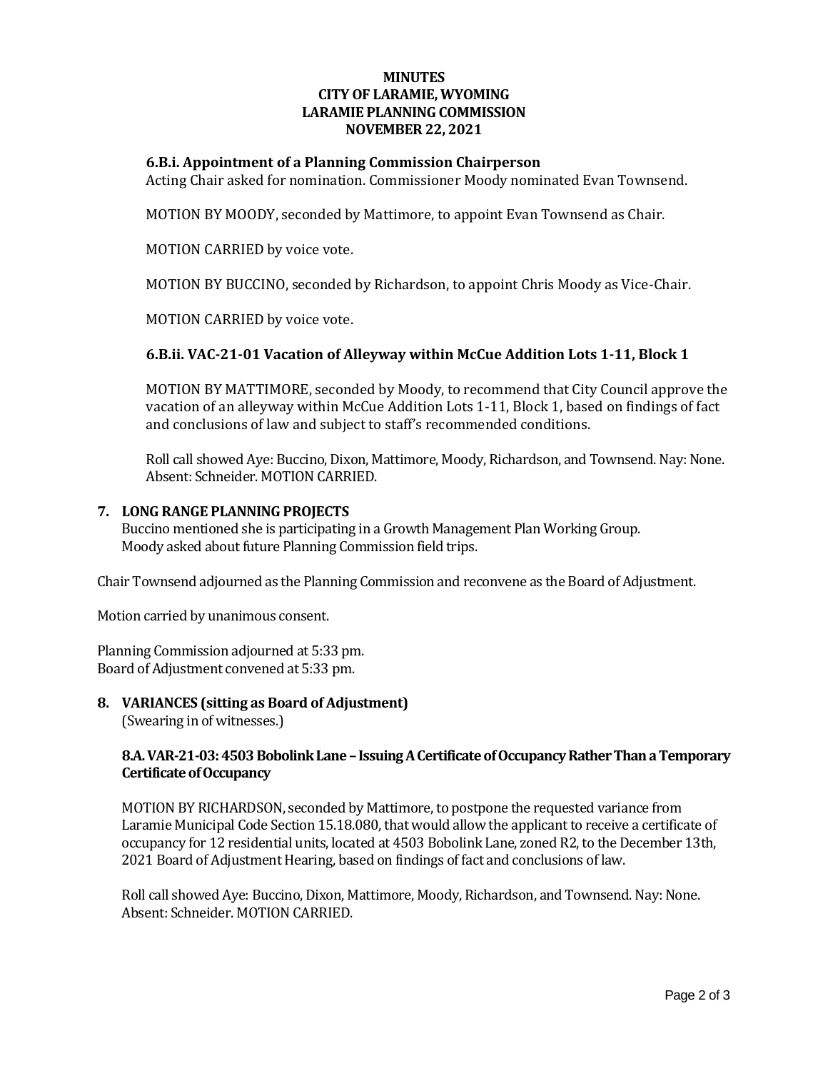**MINUTES**
**CITY OF LARAMIE, WYOMING**
**LARAMIE PLANNING COMMISSION**
**NOVEMBER 22, 2021**

### 6.B.i. Appointment of a Planning Commission Chairperson

Acting Chair asked for nomination. Commissioner Moody nominated Evan Townsend.

MOTION BY MOODY, seconded by Mattimore, to appoint Evan Townsend as Chair.

MOTION CARRIED by voice vote.

MOTION BY BUCCINO, seconded by Richardson, to appoint Chris Moody as Vice-Chair.

MOTION CARRIED by voice vote.

### 6.B.ii. VAC-21-01 Vacation of Alleyway within McCue Addition Lots 1-11, Block 1

MOTION BY MATTIMORE, seconded by Moody, to recommend that City Council approve the vacation of an alleyway within McCue Addition Lots 1-11, Block 1, based on findings of fact and conclusions of law and subject to staff's recommended conditions.

Roll call showed Aye: Buccino, Dixon, Mattimore, Moody, Richardson, and Townsend. Nay: None. Absent: Schneider. MOTION CARRIED.

## 7. LONG RANGE PLANNING PROJECTS

Buccino mentioned she is participating in a Growth Management Plan Working Group.
Moody asked about future Planning Commission field trips.

Chair Townsend adjourned as the Planning Commission and reconvene as the Board of Adjustment.

Motion carried by unanimous consent.

Planning Commission adjourned at 5:33 pm.
Board of Adjustment convened at 5:33 pm.

## 8. VARIANCES (sitting as Board of Adjustment)

(Swearing in of witnesses.)

### 8.A. VAR-21-03: 4503 Bobolink Lane – Issuing A Certificate of Occupancy Rather Than a Temporary Certificate of Occupancy

MOTION BY RICHARDSON, seconded by Mattimore, to postpone the requested variance from Laramie Municipal Code Section 15.18.080, that would allow the applicant to receive a certificate of occupancy for 12 residential units, located at 4503 Bobolink Lane, zoned R2, to the December 13th, 2021 Board of Adjustment Hearing, based on findings of fact and conclusions of law.

Roll call showed Aye: Buccino, Dixon, Mattimore, Moody, Richardson, and Townsend. Nay: None. Absent: Schneider. MOTION CARRIED.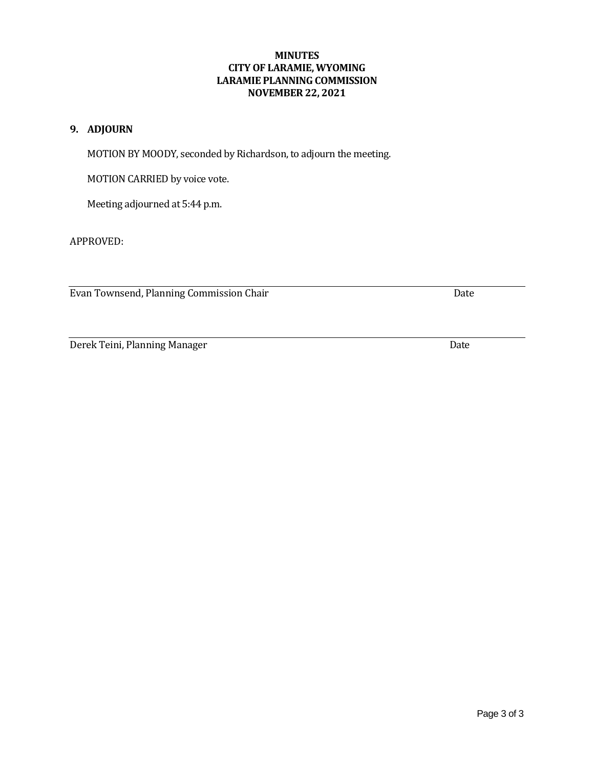**MINUTES**
**CITY OF LARAMIE, WYOMING**
**LARAMIE PLANNING COMMISSION**
**NOVEMBER 22, 2021**

## 9. ADJOURN

MOTION BY MOODY, seconded by Richardson, to adjourn the meeting.

MOTION CARRIED by voice vote.

Meeting adjourned at 5:44 p.m.

APPROVED:

\_\_\_\_\_\_\_\_\_\_\_\_\_\_\_\_\_\_\_\_\_\_\_\_\_\_\_\_\_\_\_\_\_\_\_\_\_\_\_\_\_\_\_\_\_\_\_\_\_\_\_\_\_\_\_\_\_\_\_\_

Evan Townsend, Planning Commission Chair                Date

\_\_\_\_\_\_\_\_\_\_\_\_\_\_\_\_\_\_\_\_\_\_\_\_\_\_\_\_\_\_\_\_\_\_\_\_\_\_\_\_\_\_\_\_\_\_\_\_\_\_\_\_\_\_\_\_\_\_\_\_

Derek Teini, Planning Manager                Date